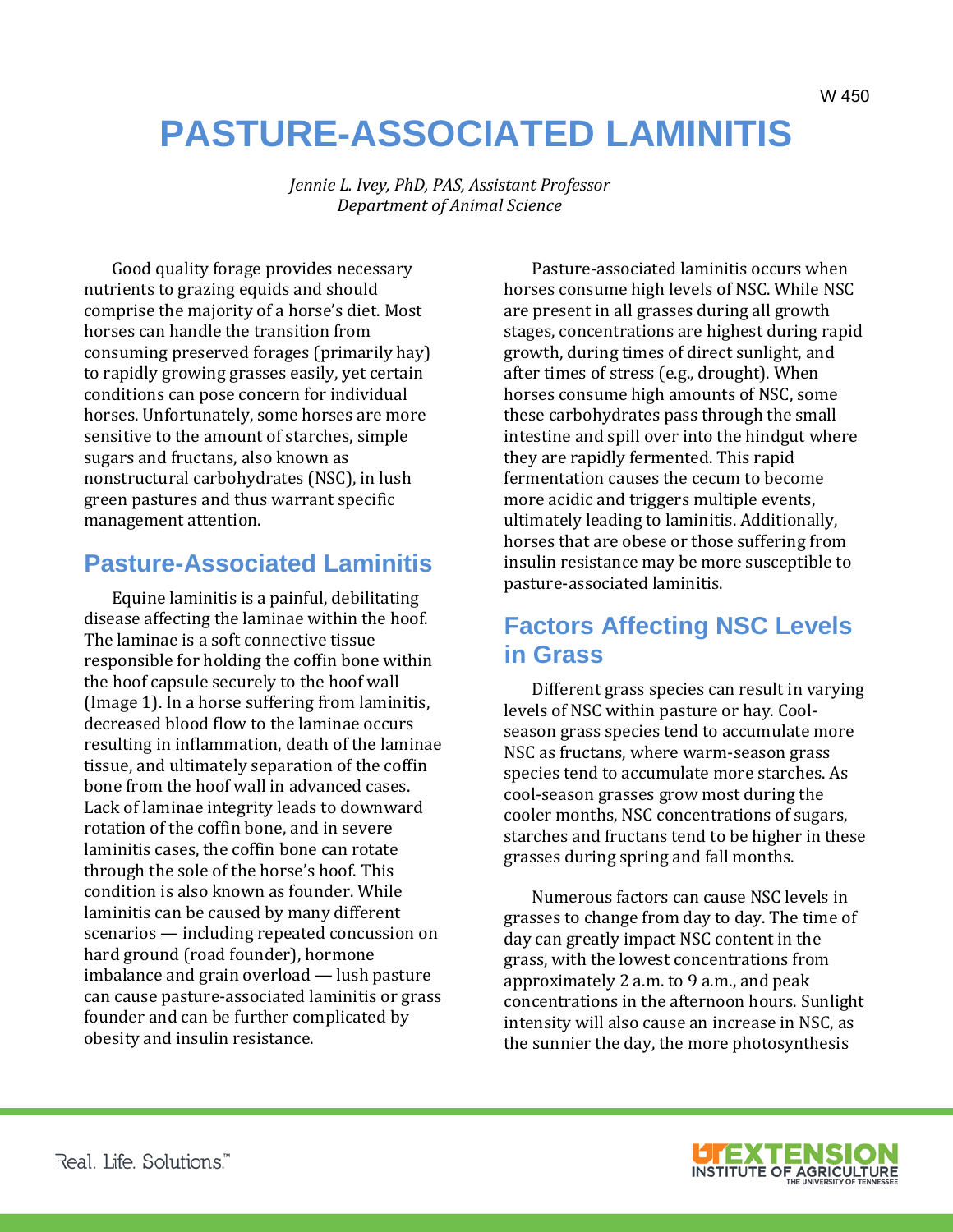W 450

# PASTURE-ASSOCIATED LAMINITIS

*Jennie L. Ivey, PhD, PAS, Assistant Professor*
*Department of Animal Science*

Good quality forage provides necessary nutrients to grazing equids and should comprise the majority of a horse's diet. Most horses can handle the transition from consuming preserved forages (primarily hay) to rapidly growing grasses easily, yet certain conditions can pose concern for individual horses. Unfortunately, some horses are more sensitive to the amount of starches, simple sugars and fructans, also known as nonstructural carbohydrates (NSC), in lush green pastures and thus warrant specific management attention.

## Pasture-Associated Laminitis

Equine laminitis is a painful, debilitating disease affecting the laminae within the hoof. The laminae is a soft connective tissue responsible for holding the coffin bone within the hoof capsule securely to the hoof wall (Image 1). In a horse suffering from laminitis, decreased blood flow to the laminae occurs resulting in inflammation, death of the laminae tissue, and ultimately separation of the coffin bone from the hoof wall in advanced cases. Lack of laminae integrity leads to downward rotation of the coffin bone, and in severe laminitis cases, the coffin bone can rotate through the sole of the horse's hoof. This condition is also known as founder. While laminitis can be caused by many different scenarios — including repeated concussion on hard ground (road founder), hormone imbalance and grain overload — lush pasture can cause pasture-associated laminitis or grass founder and can be further complicated by obesity and insulin resistance.

Pasture-associated laminitis occurs when horses consume high levels of NSC. While NSC are present in all grasses during all growth stages, concentrations are highest during rapid growth, during times of direct sunlight, and after times of stress (e.g., drought). When horses consume high amounts of NSC, some these carbohydrates pass through the small intestine and spill over into the hindgut where they are rapidly fermented. This rapid fermentation causes the cecum to become more acidic and triggers multiple events, ultimately leading to laminitis. Additionally, horses that are obese or those suffering from insulin resistance may be more susceptible to pasture-associated laminitis.

## Factors Affecting NSC Levels in Grass

Different grass species can result in varying levels of NSC within pasture or hay. Cool-season grass species tend to accumulate more NSC as fructans, where warm-season grass species tend to accumulate more starches. As cool-season grasses grow most during the cooler months, NSC concentrations of sugars, starches and fructans tend to be higher in these grasses during spring and fall months.

Numerous factors can cause NSC levels in grasses to change from day to day. The time of day can greatly impact NSC content in the grass, with the lowest concentrations from approximately 2 a.m. to 9 a.m., and peak concentrations in the afternoon hours. Sunlight intensity will also cause an increase in NSC, as the sunnier the day, the more photosynthesis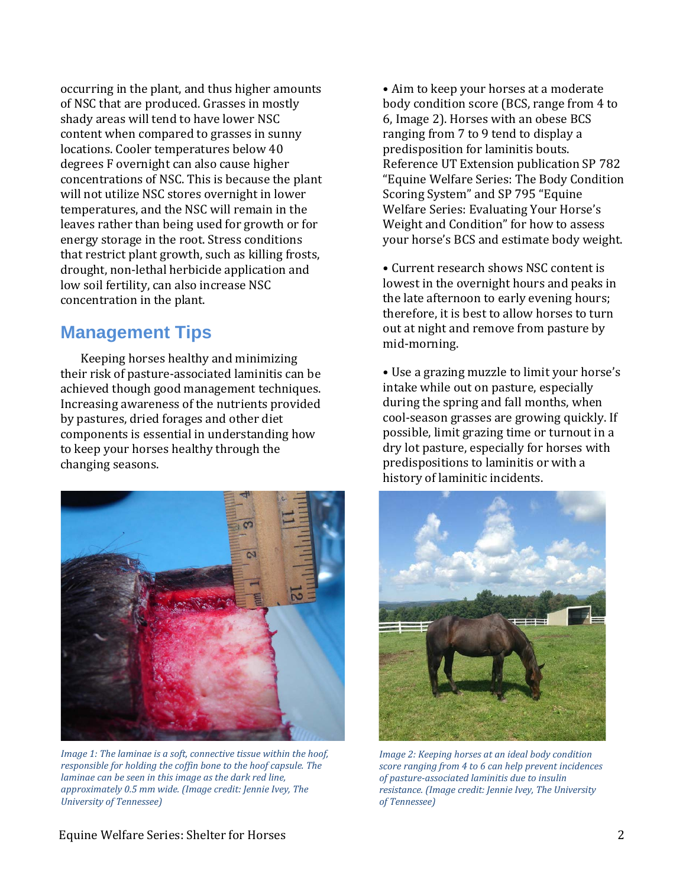occurring in the plant, and thus higher amounts of NSC that are produced. Grasses in mostly shady areas will tend to have lower NSC content when compared to grasses in sunny locations. Cooler temperatures below 40 degrees F overnight can also cause higher concentrations of NSC. This is because the plant will not utilize NSC stores overnight in lower temperatures, and the NSC will remain in the leaves rather than being used for growth or for energy storage in the root. Stress conditions that restrict plant growth, such as killing frosts, drought, non-lethal herbicide application and low soil fertility, can also increase NSC concentration in the plant.

## Management Tips

Keeping horses healthy and minimizing their risk of pasture-associated laminitis can be achieved though good management techniques. Increasing awareness of the nutrients provided by pastures, dried forages and other diet components is essential in understanding how to keep your horses healthy through the changing seasons.

*Image 1: The laminae is a soft, connective tissue within the hoof, responsible for holding the coffin bone to the hoof capsule. The laminae can be seen in this image as the dark red line, approximately 0.5 mm wide. (Image credit: Jennie Ivey, The University of Tennessee)*

- Aim to keep your horses at a moderate body condition score (BCS, range from 4 to 6, Image 2). Horses with an obese BCS ranging from 7 to 9 tend to display a predisposition for laminitis bouts. Reference UT Extension publication SP 782 "Equine Welfare Series: The Body Condition Scoring System" and SP 795 "Equine Welfare Series: Evaluating Your Horse's Weight and Condition" for how to assess your horse's BCS and estimate body weight.

- Current research shows NSC content is lowest in the overnight hours and peaks in the late afternoon to early evening hours; therefore, it is best to allow horses to turn out at night and remove from pasture by mid-morning.

- Use a grazing muzzle to limit your horse's intake while out on pasture, especially during the spring and fall months, when cool-season grasses are growing quickly. If possible, limit grazing time or turnout in a dry lot pasture, especially for horses with predispositions to laminitis or with a history of laminitic incidents.

*Image 2: Keeping horses at an ideal body condition score ranging from 4 to 6 can help prevent incidences of pasture-associated laminitis due to insulin resistance. (Image credit: Jennie Ivey, The University of Tennessee)*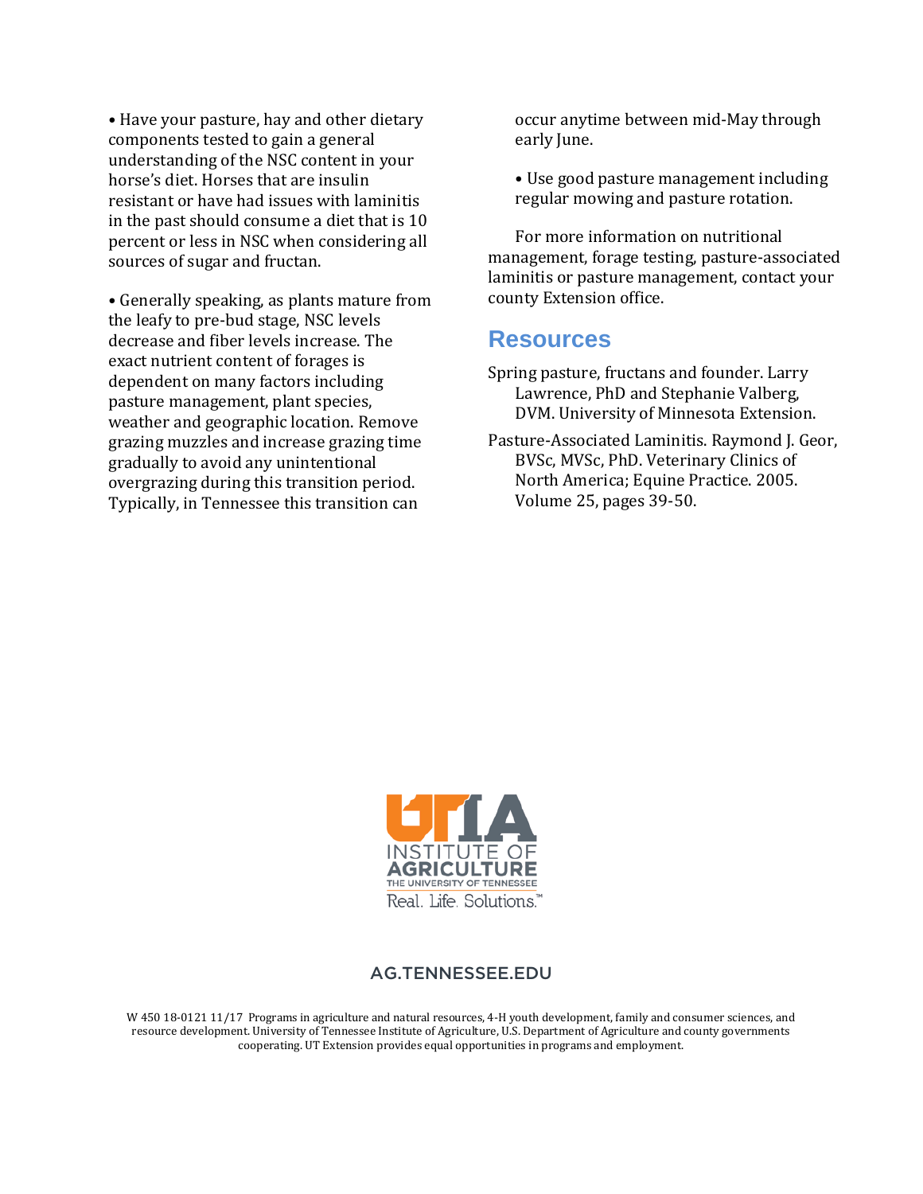- Have your pasture, hay and other dietary components tested to gain a general understanding of the NSC content in your horse's diet. Horses that are insulin resistant or have had issues with laminitis in the past should consume a diet that is 10 percent or less in NSC when considering all sources of sugar and fructan.

- Generally speaking, as plants mature from the leafy to pre-bud stage, NSC levels decrease and fiber levels increase. The exact nutrient content of forages is dependent on many factors including pasture management, plant species, weather and geographic location. Remove grazing muzzles and increase grazing time gradually to avoid any unintentional overgrazing during this transition period. Typically, in Tennessee this transition can occur anytime between mid-May through early June.

- Use good pasture management including regular mowing and pasture rotation.

For more information on nutritional management, forage testing, pasture-associated laminitis or pasture management, contact your county Extension office.

## Resources

Spring pasture, fructans and founder. Larry Lawrence, PhD and Stephanie Valberg, DVM. University of Minnesota Extension.

Pasture-Associated Laminitis. Raymond J. Geor, BVSc, MVSc, PhD. Veterinary Clinics of North America; Equine Practice. 2005. Volume 25, pages 39-50.

UTIA INSTITUTE OF AGRICULTURE THE UNIVERSITY OF TENNESSEE Real. Life. Solutions.™

AG.TENNESSEE.EDU

W 450 18-0121 11/17 Programs in agriculture and natural resources, 4-H youth development, family and consumer sciences, and resource development. University of Tennessee Institute of Agriculture, U.S. Department of Agriculture and county governments cooperating. UT Extension provides equal opportunities in programs and employment.